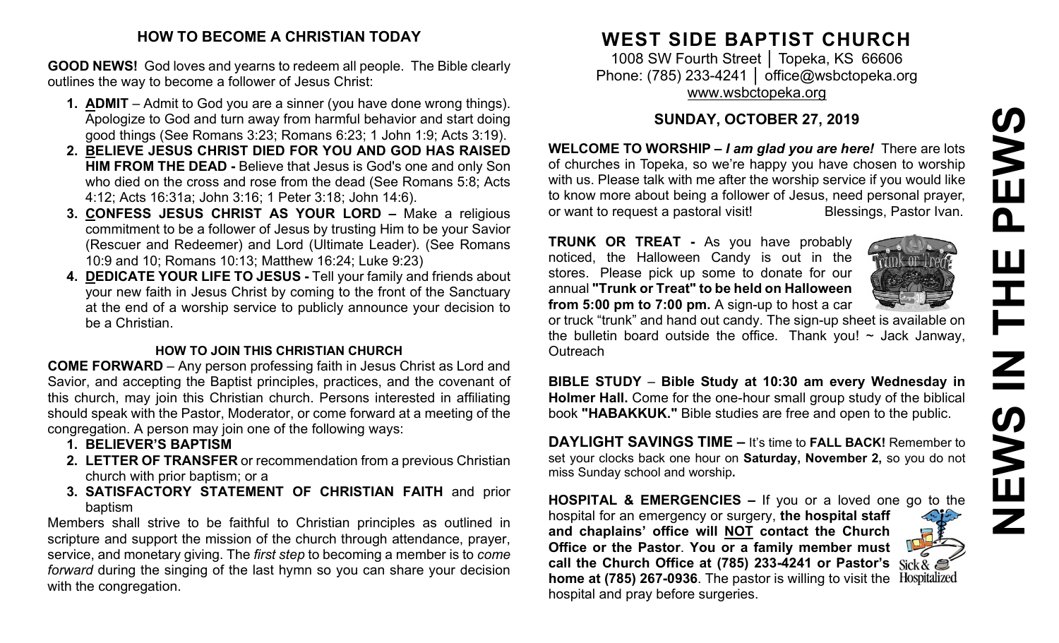## HOW TO BECOME A CHRISTIAN TODAY

**GOOD NEWS!** God loves and yearns to redeem all people. The Bible clearly outlines the way to become a follower of Jesus Christ:

1. **ADMIT** – Admit to God you are a sinner (you have done wrong things). Apologize to God and turn away from harmful behavior and start doing good things (See Romans 3:23; Romans 6:23; 1 John 1:9; Acts 3:19).
2. **BELIEVE JESUS CHRIST DIED FOR YOU AND GOD HAS RAISED HIM FROM THE DEAD -** Believe that Jesus is God's one and only Son who died on the cross and rose from the dead (See Romans 5:8; Acts 4:12; Acts 16:31a; John 3:16; 1 Peter 3:18; John 14:6).
3. **CONFESS JESUS CHRIST AS YOUR LORD –** Make a religious commitment to be a follower of Jesus by trusting Him to be your Savior (Rescuer and Redeemer) and Lord (Ultimate Leader). (See Romans 10:9 and 10; Romans 10:13; Matthew 16:24; Luke 9:23)
4. **DEDICATE YOUR LIFE TO JESUS -** Tell your family and friends about your new faith in Jesus Christ by coming to the front of the Sanctuary at the end of a worship service to publicly announce your decision to be a Christian.

### HOW TO JOIN THIS CHRISTIAN CHURCH

**COME FORWARD** – Any person professing faith in Jesus Christ as Lord and Savior, and accepting the Baptist principles, practices, and the covenant of this church, may join this Christian church. Persons interested in affiliating should speak with the Pastor, Moderator, or come forward at a meeting of the congregation. A person may join one of the following ways:

1. **BELIEVER'S BAPTISM**
2. **LETTER OF TRANSFER** or recommendation from a previous Christian church with prior baptism; or a
3. **SATISFACTORY STATEMENT OF CHRISTIAN FAITH** and prior baptism

Members shall strive to be faithful to Christian principles as outlined in scripture and support the mission of the church through attendance, prayer, service, and monetary giving. The *first step* to becoming a member is to *come forward* during the singing of the last hymn so you can share your decision with the congregation.

# WEST SIDE BAPTIST CHURCH

1008 SW Fourth Street │ Topeka, KS 66606
Phone: (785) 233-4241 │ office@wsbctopeka.org
www.wsbctopeka.org

## SUNDAY, OCTOBER 27, 2019

**WELCOME TO WORSHIP –** ***I am glad you are here!*** There are lots of churches in Topeka, so we're happy you have chosen to worship with us. Please talk with me after the worship service if you would like to know more about being a follower of Jesus, need personal prayer, or want to request a pastoral visit! Blessings, Pastor Ivan.

**TRUNK OR TREAT -** As you have probably noticed, the Halloween Candy is out in the stores. Please pick up some to donate for our annual **"Trunk or Treat" to be held on Halloween from 5:00 pm to 7:00 pm.** A sign-up to host a car or truck "trunk" and hand out candy. The sign-up sheet is available on the bulletin board outside the office. Thank you! ~ Jack Janway, Outreach

**BIBLE STUDY** – **Bible Study at 10:30 am every Wednesday in Holmer Hall.** Come for the one-hour small group study of the biblical book **"HABAKKUK."** Bible studies are free and open to the public.

**DAYLIGHT SAVINGS TIME –** It's time to **FALL BACK!** Remember to set your clocks back one hour on **Saturday, November 2,** so you do not miss Sunday school and worship**.**

**HOSPITAL & EMERGENCIES –** If you or a loved one go to the hospital for an emergency or surgery, **the hospital staff and chaplains' office will NOT contact the Church Office or the Pastor**. **You or a family member must call the Church Office at (785) 233-4241 or Pastor's home at (785) 267-0936**. The pastor is willing to visit the hospital and pray before surgeries.

# NEWS IN THE PEWS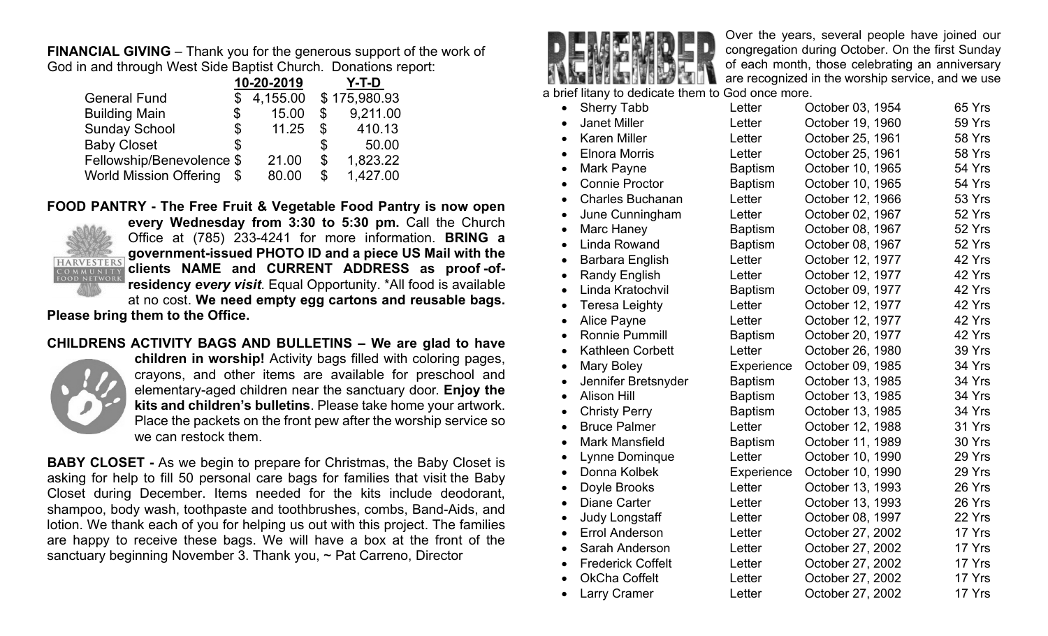**FINANCIAL GIVING** – Thank you for the generous support of the work of God in and through West Side Baptist Church. Donations report:

| | 10-20-2019 | Y-T-D |
|---|---|---|
| General Fund | $ 4,155.00 | $ 175,980.93 |
| Building Main | $ 15.00 | $ 9,211.00 |
| Sunday School | $ 11.25 | $ 410.13 |
| Baby Closet | $ | $ 50.00 |
| Fellowship/Benevolence | $ 21.00 | $ 1,823.22 |
| World Mission Offering | $ 80.00 | $ 1,427.00 |

**FOOD PANTRY - The Free Fruit & Vegetable Food Pantry is now open every Wednesday from 3:30 to 5:30 pm.** Call the Church Office at (785) 233-4241 for more information. **BRING a government-issued PHOTO ID and a piece US Mail with the clients NAME and CURRENT ADDRESS as proof-of-residency *every visit*.** Equal Opportunity. *All food is available at no cost. **We need empty egg cartons and reusable bags. Please bring them to the Office.**

**CHILDRENS ACTIVITY BAGS AND BULLETINS – We are glad to have children in worship!** Activity bags filled with coloring pages, crayons, and other items are available for preschool and elementary-aged children near the sanctuary door. **Enjoy the kits and children's bulletins**. Please take home your artwork. Place the packets on the front pew after the worship service so we can restock them.

**BABY CLOSET -** As we begin to prepare for Christmas, the Baby Closet is asking for help to fill 50 personal care bags for families that visit the Baby Closet during December. Items needed for the kits include deodorant, shampoo, body wash, toothpaste and toothbrushes, combs, Band-Aids, and lotion. We thank each of you for helping us out with this project. The families are happy to receive these bags. We will have a box at the front of the sanctuary beginning November 3. Thank you, ~ Pat Carreno, Director

**REMEMBER**

Over the years, several people have joined our congregation during October. On the first Sunday of each month, those celebrating an anniversary are recognized in the worship service, and we use a brief litany to dedicate them to God once more.

| Name | How Joined | Date | Years |
|---|---|---|---|
| Sherry Tabb | Letter | October 03, 1954 | 65 Yrs |
| Janet Miller | Letter | October 19, 1960 | 59 Yrs |
| Karen Miller | Letter | October 25, 1961 | 58 Yrs |
| Elnora Morris | Letter | October 25, 1961 | 58 Yrs |
| Mark Payne | Baptism | October 10, 1965 | 54 Yrs |
| Connie Proctor | Baptism | October 10, 1965 | 54 Yrs |
| Charles Buchanan | Letter | October 12, 1966 | 53 Yrs |
| June Cunningham | Letter | October 02, 1967 | 52 Yrs |
| Marc Haney | Baptism | October 08, 1967 | 52 Yrs |
| Linda Rowand | Baptism | October 08, 1967 | 52 Yrs |
| Barbara English | Letter | October 12, 1977 | 42 Yrs |
| Randy English | Letter | October 12, 1977 | 42 Yrs |
| Linda Kratochvil | Baptism | October 09, 1977 | 42 Yrs |
| Teresa Leighty | Letter | October 12, 1977 | 42 Yrs |
| Alice Payne | Letter | October 12, 1977 | 42 Yrs |
| Ronnie Pummill | Baptism | October 20, 1977 | 42 Yrs |
| Kathleen Corbett | Letter | October 26, 1980 | 39 Yrs |
| Mary Boley | Experience | October 09, 1985 | 34 Yrs |
| Jennifer Bretsnyder | Baptism | October 13, 1985 | 34 Yrs |
| Alison Hill | Baptism | October 13, 1985 | 34 Yrs |
| Christy Perry | Baptism | October 13, 1985 | 34 Yrs |
| Bruce Palmer | Letter | October 12, 1988 | 31 Yrs |
| Mark Mansfield | Baptism | October 11, 1989 | 30 Yrs |
| Lynne Dominque | Letter | October 10, 1990 | 29 Yrs |
| Donna Kolbek | Experience | October 10, 1990 | 29 Yrs |
| Doyle Brooks | Letter | October 13, 1993 | 26 Yrs |
| Diane Carter | Letter | October 13, 1993 | 26 Yrs |
| Judy Longstaff | Letter | October 08, 1997 | 22 Yrs |
| Errol Anderson | Letter | October 27, 2002 | 17 Yrs |
| Sarah Anderson | Letter | October 27, 2002 | 17 Yrs |
| Frederick Coffelt | Letter | October 27, 2002 | 17 Yrs |
| OkCha Coffelt | Letter | October 27, 2002 | 17 Yrs |
| Larry Cramer | Letter | October 27, 2002 | 17 Yrs |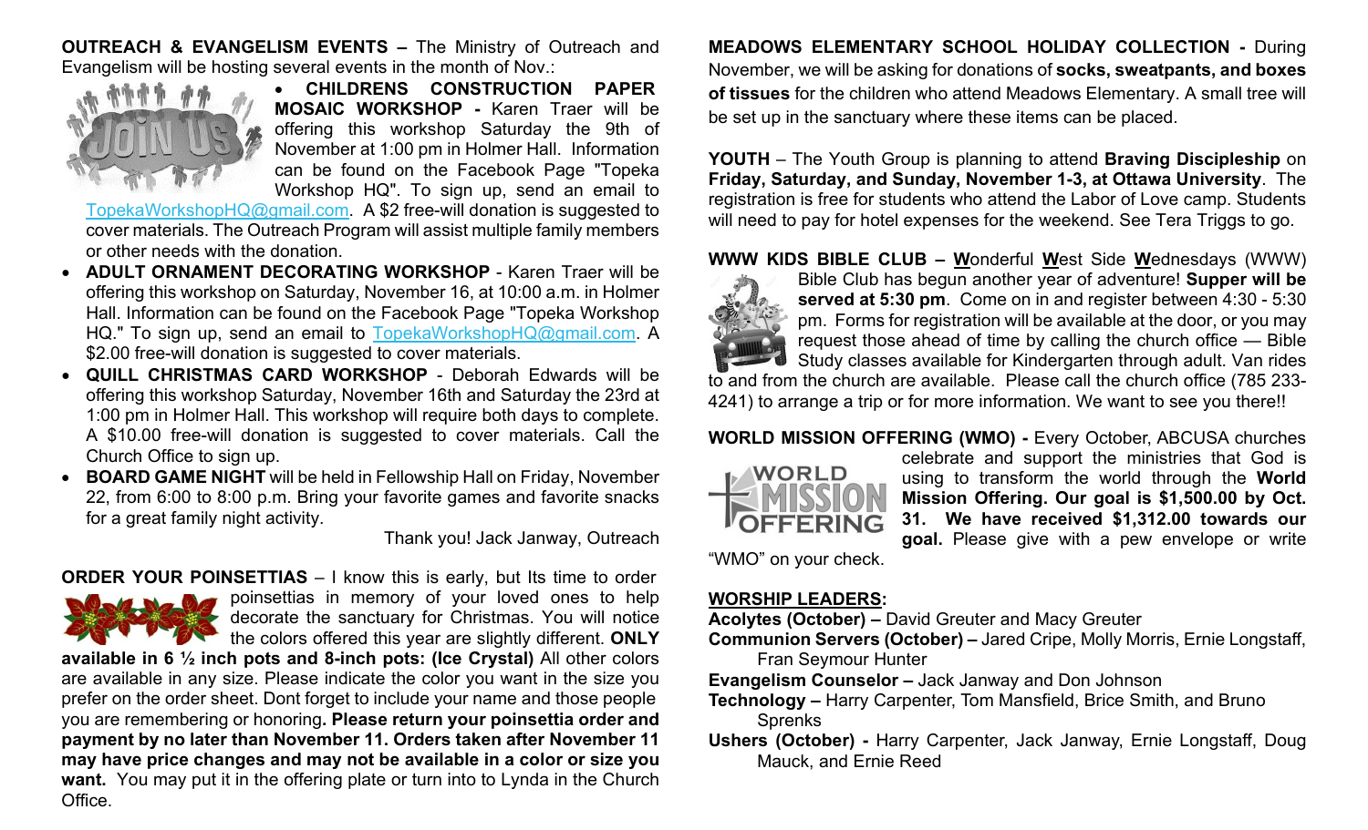**OUTREACH & EVANGELISM EVENTS –** The Ministry of Outreach and Evangelism will be hosting several events in the month of Nov.:

- **CHILDRENS CONSTRUCTION PAPER MOSAIC WORKSHOP -** Karen Traer will be offering this workshop Saturday the 9th of November at 1:00 pm in Holmer Hall. Information can be found on the Facebook Page "Topeka Workshop HQ". To sign up, send an email to TopekaWorkshopHQ@gmail.com. A $2 free-will donation is suggested to cover materials. The Outreach Program will assist multiple family members or other needs with the donation.
- **ADULT ORNAMENT DECORATING WORKSHOP** - Karen Traer will be offering this workshop on Saturday, November 16, at 10:00 a.m. in Holmer Hall. Information can be found on the Facebook Page "Topeka Workshop HQ." To sign up, send an email to TopekaWorkshopHQ@gmail.com. A $2.00 free-will donation is suggested to cover materials.
- **QUILL CHRISTMAS CARD WORKSHOP** - Deborah Edwards will be offering this workshop Saturday, November 16th and Saturday the 23rd at 1:00 pm in Holmer Hall. This workshop will require both days to complete. A $10.00 free-will donation is suggested to cover materials. Call the Church Office to sign up.
- **BOARD GAME NIGHT** will be held in Fellowship Hall on Friday, November 22, from 6:00 to 8:00 p.m. Bring your favorite games and favorite snacks for a great family night activity.

Thank you! Jack Janway, Outreach

**ORDER YOUR POINSETTIAS** – I know this is early, but Its time to order poinsettias in memory of your loved ones to help decorate the sanctuary for Christmas. You will notice the colors offered this year are slightly different. **ONLY available in 6 ½ inch pots and 8-inch pots: (Ice Crystal)** All other colors are available in any size. Please indicate the color you want in the size you prefer on the order sheet. Dont forget to include your name and those people you are remembering or honoring**. Please return your poinsettia order and payment by no later than November 11. Orders taken after November 11 may have price changes and may not be available in a color or size you want.** You may put it in the offering plate or turn into to Lynda in the Church Office.

**MEADOWS ELEMENTARY SCHOOL HOLIDAY COLLECTION -** During November, we will be asking for donations of **socks, sweatpants, and boxes of tissues** for the children who attend Meadows Elementary. A small tree will be set up in the sanctuary where these items can be placed.

**YOUTH** – The Youth Group is planning to attend **Braving Discipleship** on **Friday, Saturday, and Sunday, November 1-3, at Ottawa University**. The registration is free for students who attend the Labor of Love camp. Students will need to pay for hotel expenses for the weekend. See Tera Triggs to go.

**WWW KIDS BIBLE CLUB – W**onderful **W**est Side **W**ednesdays (WWW) Bible Club has begun another year of adventure! **Supper will be served at 5:30 pm**. Come on in and register between 4:30 - 5:30 pm. Forms for registration will be available at the door, or you may request those ahead of time by calling the church office — Bible Study classes available for Kindergarten through adult. Van rides to and from the church are available. Please call the church office (785 233-4241) to arrange a trip or for more information. We want to see you there!!

**WORLD MISSION OFFERING (WMO) -** Every October, ABCUSA churches celebrate and support the ministries that God is using to transform the world through the **World Mission Offering. Our goal is $1,500.00 by Oct. 31. We have received $1,312.00 towards our goal.** Please give with a pew envelope or write "WMO" on your check.

**WORSHIP LEADERS:**

**Acolytes (October) –** David Greuter and Macy Greuter
**Communion Servers (October) –** Jared Cripe, Molly Morris, Ernie Longstaff, Fran Seymour Hunter
**Evangelism Counselor –** Jack Janway and Don Johnson
**Technology –** Harry Carpenter, Tom Mansfield, Brice Smith, and Bruno Sprenks
**Ushers (October) -** Harry Carpenter, Jack Janway, Ernie Longstaff, Doug Mauck, and Ernie Reed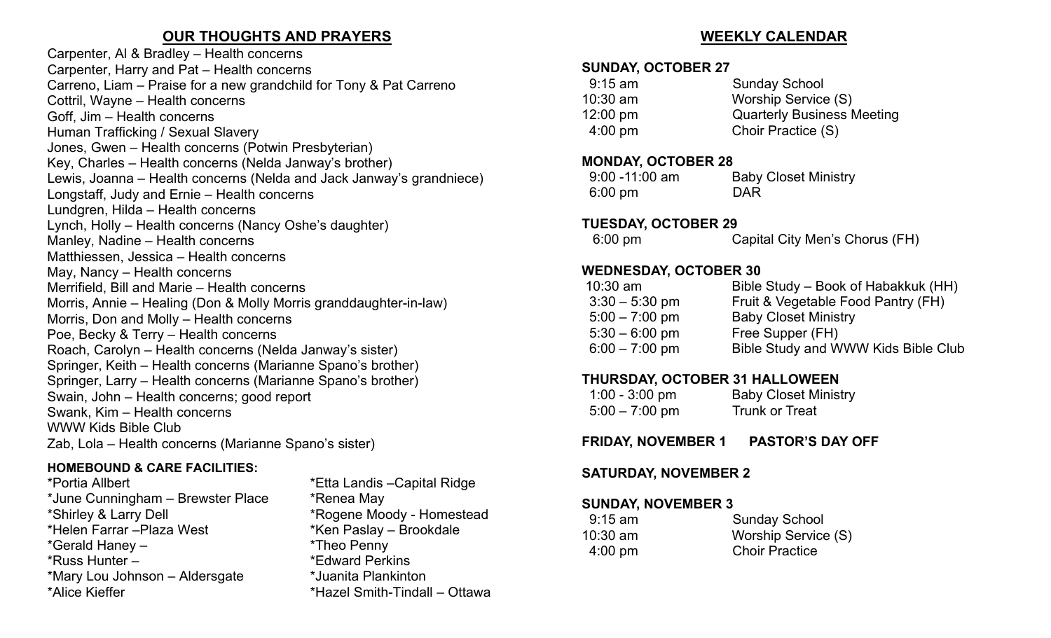## OUR THOUGHTS AND PRAYERS

Carpenter, Al & Bradley – Health concerns
Carpenter, Harry and Pat – Health concerns
Carreno, Liam – Praise for a new grandchild for Tony & Pat Carreno
Cottril, Wayne – Health concerns
Goff, Jim – Health concerns
Human Trafficking / Sexual Slavery
Jones, Gwen – Health concerns (Potwin Presbyterian)
Key, Charles – Health concerns (Nelda Janway's brother)
Lewis, Joanna – Health concerns (Nelda and Jack Janway's grandniece)
Longstaff, Judy and Ernie – Health concerns
Lundgren, Hilda – Health concerns
Lynch, Holly – Health concerns (Nancy Oshe's daughter)
Manley, Nadine – Health concerns
Matthiessen, Jessica – Health concerns
May, Nancy – Health concerns
Merrifield, Bill and Marie – Health concerns
Morris, Annie – Healing (Don & Molly Morris granddaughter-in-law)
Morris, Don and Molly – Health concerns
Poe, Becky & Terry – Health concerns
Roach, Carolyn – Health concerns (Nelda Janway's sister)
Springer, Keith – Health concerns (Marianne Spano's brother)
Springer, Larry – Health concerns (Marianne Spano's brother)
Swain, John – Health concerns; good report
Swank, Kim – Health concerns
WWW Kids Bible Club
Zab, Lola – Health concerns (Marianne Spano's sister)

### HOMEBOUND & CARE FACILITIES:

*Portia Allbert
*June Cunningham – Brewster Place
*Shirley & Larry Dell
*Helen Farrar –Plaza West
*Gerald Haney –
*Russ Hunter –
*Mary Lou Johnson – Aldersgate
*Alice Kieffer
*Etta Landis –Capital Ridge
*Renea May
*Rogene Moody - Homestead
*Ken Paslay – Brookdale
*Theo Penny
*Edward Perkins
*Juanita Plankinton
*Hazel Smith-Tindall – Ottawa

## WEEKLY CALENDAR

**SUNDAY, OCTOBER 27**

| | |
|---|---|
| 9:15 am | Sunday School |
| 10:30 am | Worship Service (S) |
| 12:00 pm | Quarterly Business Meeting |
| 4:00 pm | Choir Practice (S) |

**MONDAY, OCTOBER 28**

| | |
|---|---|
| 9:00 -11:00 am | Baby Closet Ministry |
| 6:00 pm | DAR |

**TUESDAY, OCTOBER 29**

| | |
|---|---|
| 6:00 pm | Capital City Men's Chorus (FH) |

**WEDNESDAY, OCTOBER 30**

| | |
|---|---|
| 10:30 am | Bible Study – Book of Habakkuk (HH) |
| 3:30 – 5:30 pm | Fruit & Vegetable Food Pantry (FH) |
| 5:00 – 7:00 pm | Baby Closet Ministry |
| 5:30 – 6:00 pm | Free Supper (FH) |
| 6:00 – 7:00 pm | Bible Study and WWW Kids Bible Club |

**THURSDAY, OCTOBER 31 HALLOWEEN**

| | |
|---|---|
| 1:00 - 3:00 pm | Baby Closet Ministry |
| 5:00 – 7:00 pm | Trunk or Treat |

**FRIDAY, NOVEMBER 1 PASTOR'S DAY OFF**

**SATURDAY, NOVEMBER 2**

**SUNDAY, NOVEMBER 3**

| | |
|---|---|
| 9:15 am | Sunday School |
| 10:30 am | Worship Service (S) |
| 4:00 pm | Choir Practice |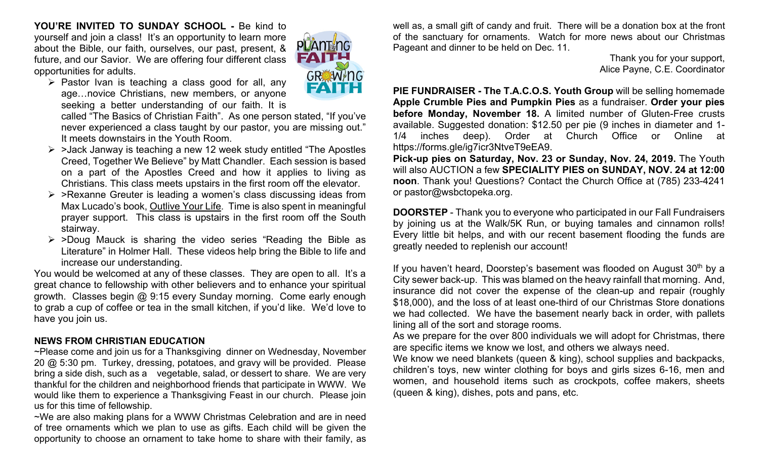**YOU'RE INVITED TO SUNDAY SCHOOL -** Be kind to yourself and join a class! It's an opportunity to learn more about the Bible, our faith, ourselves, our past, present, & future, and our Savior. We are offering four different class opportunities for adults.

- Pastor Ivan is teaching a class good for all, any age…novice Christians, new members, or anyone seeking a better understanding of our faith. It is called "The Basics of Christian Faith". As one person stated, "If you've never experienced a class taught by our pastor, you are missing out." It meets downstairs in the Youth Room.
- >Jack Janway is teaching a new 12 week study entitled "The Apostles Creed, Together We Believe" by Matt Chandler. Each session is based on a part of the Apostles Creed and how it applies to living as Christians. This class meets upstairs in the first room off the elevator.
- >Rexanne Greuter is leading a women's class discussing ideas from Max Lucado's book, Outlive Your Life. Time is also spent in meaningful prayer support. This class is upstairs in the first room off the South stairway.
- >Doug Mauck is sharing the video series "Reading the Bible as Literature" in Holmer Hall. These videos help bring the Bible to life and increase our understanding.

You would be welcomed at any of these classes. They are open to all. It's a great chance to fellowship with other believers and to enhance your spiritual growth. Classes begin @ 9:15 every Sunday morning. Come early enough to grab a cup of coffee or tea in the small kitchen, if you'd like. We'd love to have you join us.

**NEWS FROM CHRISTIAN EDUCATION**

~Please come and join us for a Thanksgiving dinner on Wednesday, November 20 @ 5:30 pm. Turkey, dressing, potatoes, and gravy will be provided. Please bring a side dish, such as a vegetable, salad, or dessert to share. We are very thankful for the children and neighborhood friends that participate in WWW. We would like them to experience a Thanksgiving Feast in our church. Please join us for this time of fellowship.

~We are also making plans for a WWW Christmas Celebration and are in need of tree ornaments which we plan to use as gifts. Each child will be given the opportunity to choose an ornament to take home to share with their family, as well as, a small gift of candy and fruit. There will be a donation box at the front of the sanctuary for ornaments. Watch for more news about our Christmas Pageant and dinner to be held on Dec. 11.

Thank you for your support,
Alice Payne, C.E. Coordinator

**PIE FUNDRAISER - The T.A.C.O.S. Youth Group** will be selling homemade **Apple Crumble Pies and Pumpkin Pies** as a fundraiser. **Order your pies before Monday, November 18.** A limited number of Gluten-Free crusts available. Suggested donation: $12.50 per pie (9 inches in diameter and 1-1/4 inches deep). Order at Church Office or Online at https://forms.gle/ig7icr3NtveT9eEA9.

**Pick-up pies on Saturday, Nov. 23 or Sunday, Nov. 24, 2019.** The Youth will also AUCTION a few **SPECIALITY PIES on SUNDAY, NOV. 24 at 12:00 noon**. Thank you! Questions? Contact the Church Office at (785) 233-4241 or pastor@wsbctopeka.org.

**DOORSTEP** - Thank you to everyone who participated in our Fall Fundraisers by joining us at the Walk/5K Run, or buying tamales and cinnamon rolls! Every little bit helps, and with our recent basement flooding the funds are greatly needed to replenish our account!

If you haven't heard, Doorstep's basement was flooded on August 30th by a City sewer back-up. This was blamed on the heavy rainfall that morning. And, insurance did not cover the expense of the clean-up and repair (roughly $18,000), and the loss of at least one-third of our Christmas Store donations we had collected. We have the basement nearly back in order, with pallets lining all of the sort and storage rooms.

As we prepare for the over 800 individuals we will adopt for Christmas, there are specific items we know we lost, and others we always need.

We know we need blankets (queen & king), school supplies and backpacks, children's toys, new winter clothing for boys and girls sizes 6-16, men and women, and household items such as crockpots, coffee makers, sheets (queen & king), dishes, pots and pans, etc.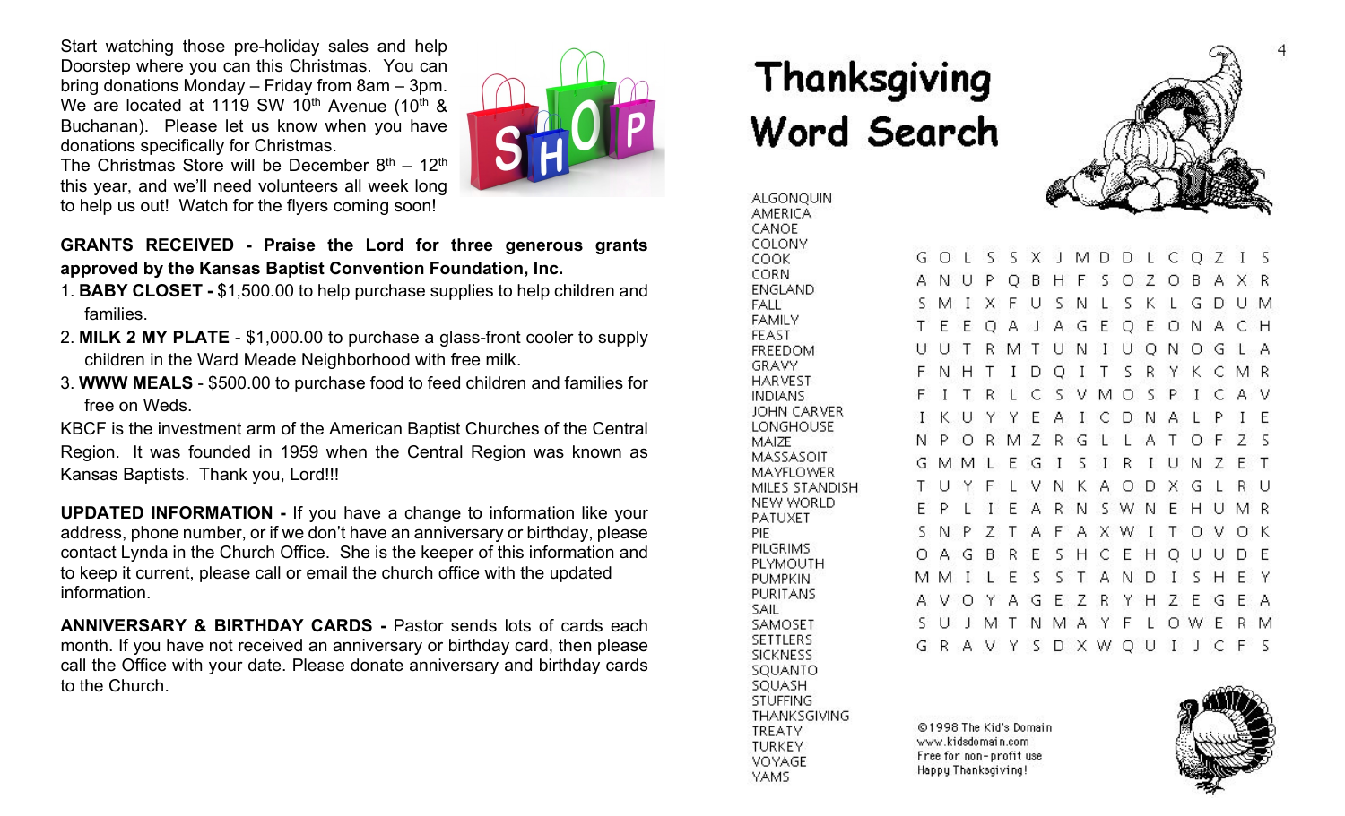Start watching those pre-holiday sales and help Doorstep where you can this Christmas. You can bring donations Monday – Friday from 8am – 3pm. We are located at 1119 SW 10th Avenue (10th & Buchanan). Please let us know when you have donations specifically for Christmas.

The Christmas Store will be December 8th – 12th this year, and we'll need volunteers all week long to help us out! Watch for the flyers coming soon!

**GRANTS RECEIVED - Praise the Lord for three generous grants approved by the Kansas Baptist Convention Foundation, Inc.**

1. **BABY CLOSET -** $1,500.00 to help purchase supplies to help children and families.
2. **MILK 2 MY PLATE** - $1,000.00 to purchase a glass-front cooler to supply children in the Ward Meade Neighborhood with free milk.
3. **WWW MEALS** - $500.00 to purchase food to feed children and families for free on Weds.

KBCF is the investment arm of the American Baptist Churches of the Central Region. It was founded in 1959 when the Central Region was known as Kansas Baptists. Thank you, Lord!!!

**UPDATED INFORMATION -** If you have a change to information like your address, phone number, or if we don't have an anniversary or birthday, please contact Lynda in the Church Office. She is the keeper of this information and to keep it current, please call or email the church office with the updated information.

**ANNIVERSARY & BIRTHDAY CARDS -** Pastor sends lots of cards each month. If you have not received an anniversary or birthday card, then please call the Office with your date. Please donate anniversary and birthday cards to the Church.

# Thanksgiving Word Search

ALGONQUIN
AMERICA
CANOE
COLONY
COOK
CORN
ENGLAND
FALL
FAMILY
FEAST
FREEDOM
GRAVY
HARVEST
INDIANS
JOHN CARVER
LONGHOUSE
MAIZE
MASSASOIT
MAYFLOWER
MILES STANDISH
NEW WORLD
PATUXET
PIE
PILGRIMS
PLYMOUTH
PUMPKIN
PURITANS
SAIL
SAMOSET
SETTLERS
SICKNESS
SQUANTO
SQUASH
STUFFING
THANKSGIVING
TREATY
TURKEY
VOYAGE
YAMS

```
G O L S S X J M D D L C Q Z I S
A N U P Q B H F S O Z O B A X R
S M I X F U S N L S K L G D U M
T E E Q A J A G E Q E O N A C H
U U T R M T U N I U Q N O G L A
F N H T I D Q I T S R Y K C M R
F I T R L C S V M O S P I C A V
I K U Y Y E A I C D N A L P I E
N P O R M Z R G L L A T O F Z S
G M M L E G I S I R I U N Z E T
T U Y F L V N K A O D X G L R U
E P L I E A R N S W N E H U M R
S N P Z T A F A X W I T O V O K
O A G B R E S H C E H Q U U D E
M M I L E S S T A N D I S H E Y
A V O Y A G E Z R Y H Z E G E A
S U J M T N M A Y F L O W E R M
G R A V Y S D X W Q U I J C F S
```

©1998 The Kid's Domain
www.kidsdomain.com
Free for non-profit use
Happy Thanksgiving!